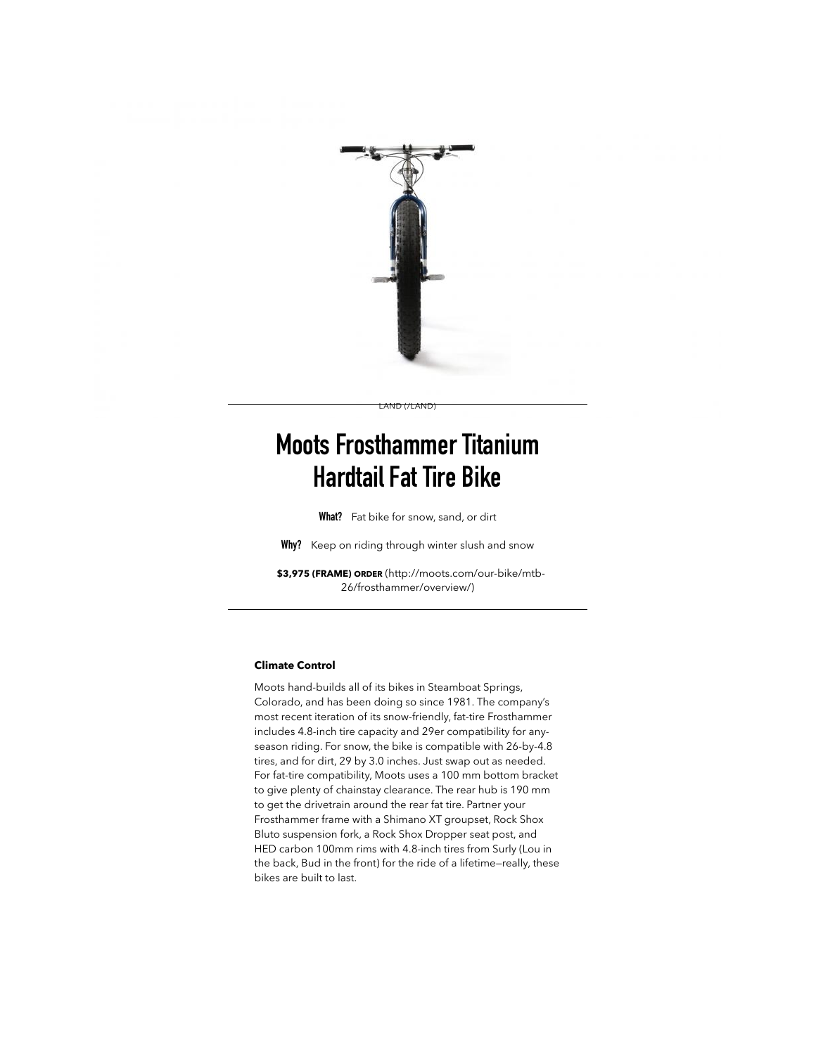LAND (/LAND)

# Moots Frosthammer Titanium Hardtail Fat Tire Bike

**What?** Fat bike for snow, sand, or dirt

**Why?** Keep on riding through winter slush and snow

**$3,975 (FRAME) ORDER** (http://moots.com/our-bike/mtb-26/frosthammer/overview/)

**Climate Control**

Moots hand-builds all of its bikes in Steamboat Springs, Colorado, and has been doing so since 1981. The company's most recent iteration of its snow-friendly, fat-tire Frosthammer includes 4.8-inch tire capacity and 29er compatibility for any-season riding. For snow, the bike is compatible with 26-by-4.8 tires, and for dirt, 29 by 3.0 inches. Just swap out as needed. For fat-tire compatibility, Moots uses a 100 mm bottom bracket to give plenty of chainstay clearance. The rear hub is 190 mm to get the drivetrain around the rear fat tire. Partner your Frosthammer frame with a Shimano XT groupset, Rock Shox Bluto suspension fork, a Rock Shox Dropper seat post, and HED carbon 100mm rims with 4.8-inch tires from Surly (Lou in the back, Bud in the front) for the ride of a lifetime—really, these bikes are built to last.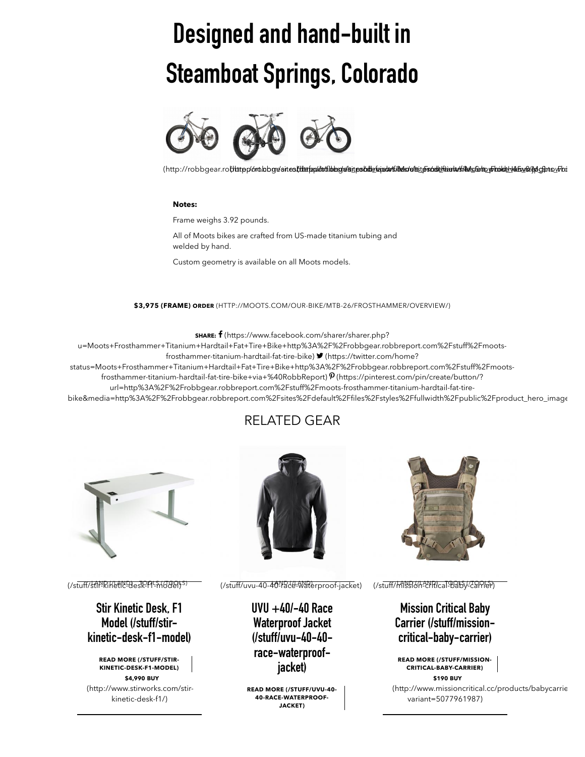# Designed and hand-built in Steamboat Springs, Colorado

(http://robbgear.robbreport.com/sites/default/files/...)

**Notes:**

Frame weighs 3.92 pounds.

All of Moots bikes are crafted from US-made titanium tubing and welded by hand.

Custom geometry is available on all Moots models.

**$3,975 (FRAME) ORDER** (HTTP://MOOTS.COM/OUR-BIKE/MTB-26/FROSTHAMMER/OVERVIEW/)

**SHARE:** f (https://www.facebook.com/sharer/sharer.php?u=Moots+Frosthammer+Titanium+Hardtail+Fat+Tire+Bike+http%3A%2F%2Frobbgear.robbreport.com%2Fstuff%2Fmoots-frosthammer-titanium-hardtail-fat-tire-bike) (https://twitter.com/home?status=Moots+Frosthammer+Titanium+Hardtail+Fat+Tire+Bike+http%3A%2F%2Frobbgear.robbreport.com%2Fstuff%2Fmoots-frosthammer-titanium-hardtail-fat-tire-bike+via+%40RobbReport) (https://pinterest.com/pin/create/button/?url=http%3A%2F%2Frobbgear.robbreport.com%2Fstuff%2Fmoots-frosthammer-titanium-hardtail-fat-tire-bike&media=http%3A%2F%2Frobbgear.robbreport.com%2Fsites%2Fdefault%2Ffiles%2Fstyles%2Ffullwidth%2Fpublic%2Fproduct_hero_image

## RELATED GEAR

(/stuff/stir-kinetic-desk-f1-model) LAND (/LAND) TOOLS (/TOOLS)

### Stir Kinetic Desk, F1 Model (/stuff/stir-kinetic-desk-f1-model)

**READ MORE (/STUFF/STIR-KINETIC-DESK-F1-MODEL)**

**$4,990 BUY** (http://www.stirworks.com/stir-kinetic-desk-f1/)

(/stuff/uvu-40-40-race-waterproof-jacket) LAND (/LAND)

### UVU +40/-40 Race Waterproof Jacket (/stuff/uvu-40-40-race-waterproof-jacket)

**READ MORE (/STUFF/UVU-40-40-RACE-WATERPROOF-JACKET)**

(/stuff/mission-critical-baby-carrier) LAND (/LAND) TOOLS (/TOOLS)

### Mission Critical Baby Carrier (/stuff/mission-critical-baby-carrier)

**READ MORE (/STUFF/MISSION-CRITICAL-BABY-CARRIER)**

**$190 BUY** (http://www.missioncritical.cc/products/babycarrie variant=5077961987)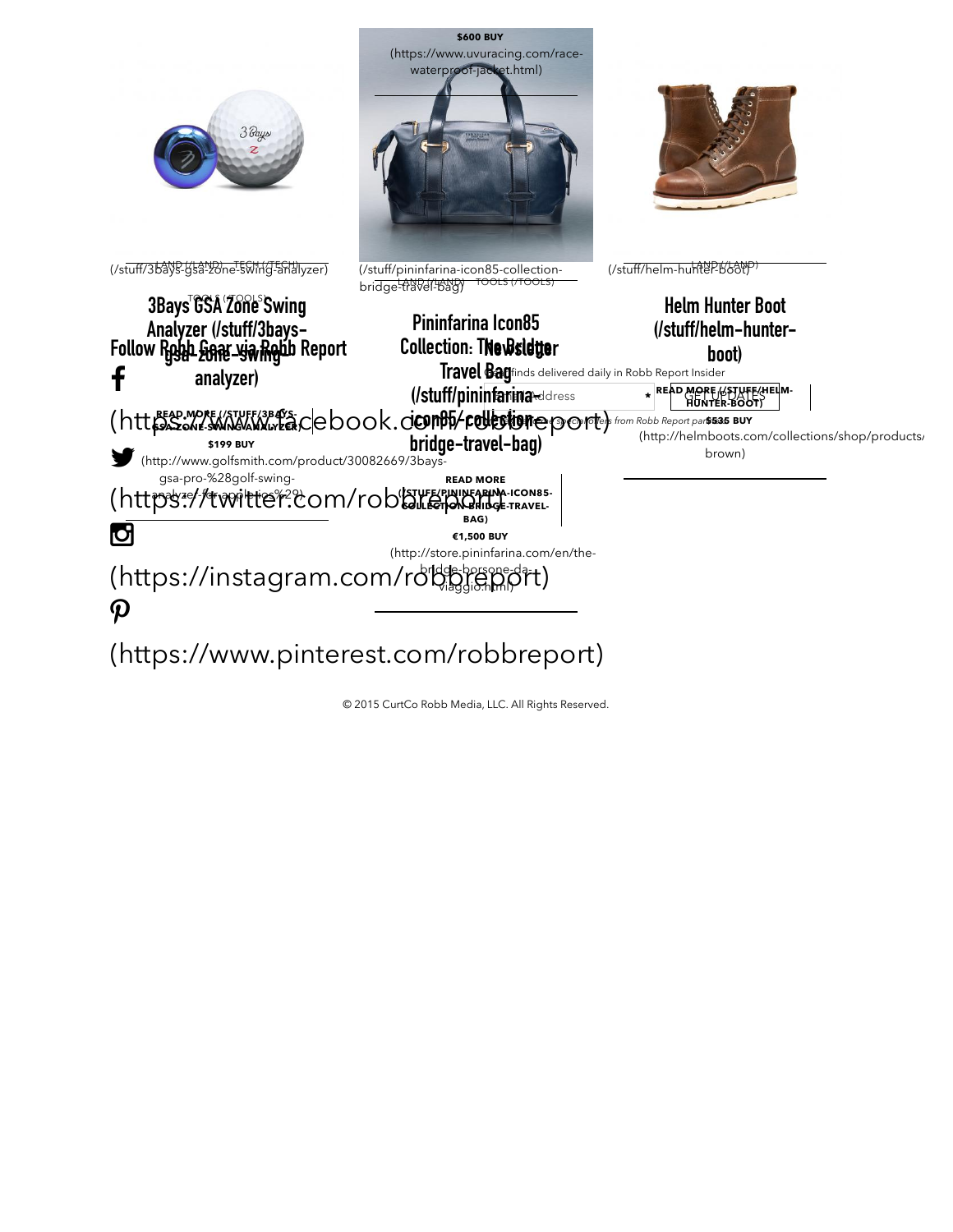$600 BUY (https://www.uvuracing.com/race-waterproof-jacket.html)

(/stuff/3bays-gsa-zone-swing-analyzer)

LAND (/LAND) TECH (/TECH) TOOLS (/TOOLS)

## 3Bays GSA Zone Swing Analyzer (/stuff/3bays-gsa-zone-swing-analyzer)

**READ MORE (/STUFF/3BAYS-GSA-ZONE-SWING-ANALYZER)**

**$199 BUY** (http://www.golfsmith.com/product/30082669/3bays-gsa-pro-%28golf-swing-analyzer-for-apple-ios%29)

(/stuff/pininfarina-icon85-collection-bridge-travel-bag)

LAND (/LAND) TOOLS (/TOOLS)

## Pininfarina Icon85 Collection: The Bridge Travel Bag (/stuff/pininfarina-icon85-collection-bridge-travel-bag)

**READ MORE (/STUFF/PININFARINA-ICON85-COLLECTION-BRIDGE-TRAVEL-BAG)**

**€1,500 BUY** (http://store.pininfarina.com/en/the-bridge-borsone-da-viaggio.html)

(/stuff/helm-hunter-boot)

LAND (/LAND)

## Helm Hunter Boot (/stuff/helm-hunter-boot)

**READ MORE (/STUFF/HELM-HUNTER-BOOT)**

**$535 BUY** (http://helmboots.com/collections/shop/products/ brown)

## Follow Robb Gear via Robb Report

(https://www.facebook.com/robbreport)

(https://twitter.com/robbreport)

(https://instagram.com/robbreport)

(https://www.pinterest.com/robbreport)

## Newsletter

Best finds delivered daily in Robb Report Insider

Email Address * GET UPDATES

*Also receive special offers from Robb Report partners*

© 2015 CurtCo Robb Media, LLC. All Rights Reserved.